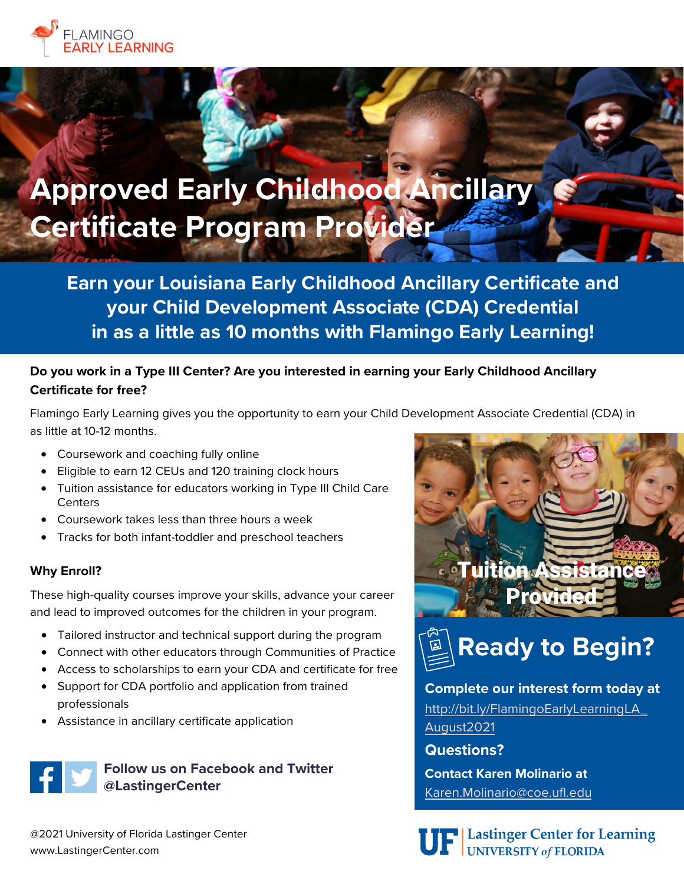FLAMINGO
EARLY LEARNING

# Approved Early Childhood Ancillary Certificate Program Provider

## Earn your Louisiana Early Childhood Ancillary Certificate and your Child Development Associate (CDA) Credential in as a little as 10 months with Flamingo Early Learning!

**Do you work in a Type III Center? Are you interested in earning your Early Childhood Ancillary Certificate for free?**

Flamingo Early Learning gives you the opportunity to earn your Child Development Associate Credential (CDA) in as little at 10-12 months.

- Coursework and coaching fully online
- Eligible to earn 12 CEUs and 120 training clock hours
- Tuition assistance for educators working in Type III Child Care Centers
- Coursework takes less than three hours a week
- Tracks for both infant-toddler and preschool teachers

**Why Enroll?**

These high-quality courses improve your skills, advance your career and lead to improved outcomes for the children in your program.

- Tailored instructor and technical support during the program
- Connect with other educators through Communities of Practice
- Access to scholarships to earn your CDA and certificate for free
- Support for CDA portfolio and application from trained professionals
- Assistance in ancillary certificate application

**Follow us on Facebook and Twitter @LastingerCenter**

**Tuition Assistance Provided**

## Ready to Begin?

**Complete our interest form today at**
http://bit.ly/FlamingoEarlyLearningLA_August2021

**Questions?**

**Contact Karen Molinario at**
Karen.Molinario@coe.ufl.edu

@2021 University of Florida Lastinger Center
www.LastingerCenter.com

UF | Lastinger Center for Learning
UNIVERSITY of FLORIDA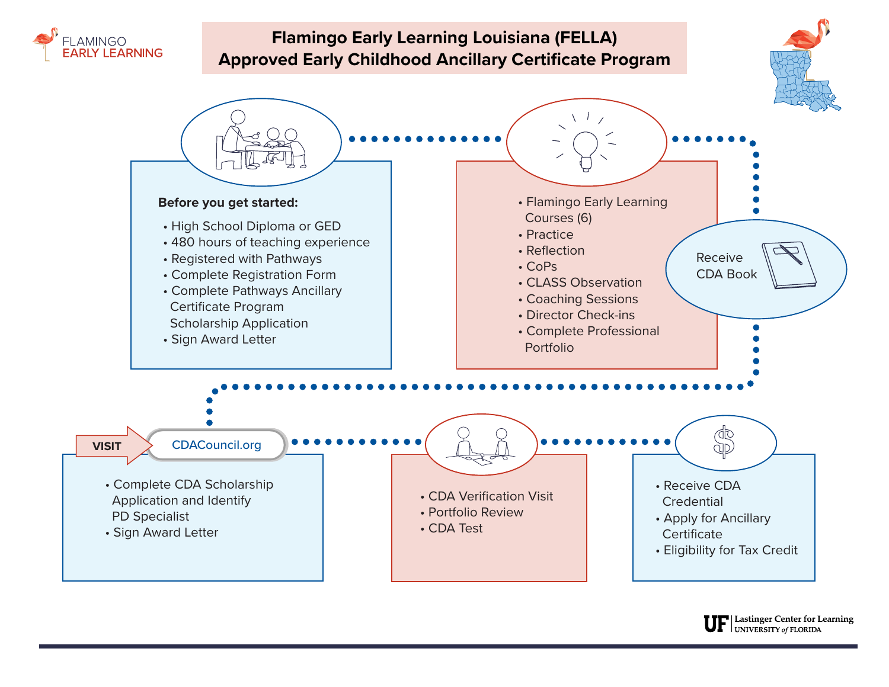# Flamingo Early Learning Louisiana (FELLA) Approved Early Childhood Ancillary Certificate Program

FLAMINGO EARLY LEARNING

**Before you get started:**

- High School Diploma or GED
- 480 hours of teaching experience
- Registered with Pathways
- Complete Registration Form
- Complete Pathways Ancillary Certificate Program Scholarship Application
- Sign Award Letter

- Flamingo Early Learning Courses (6)
- Practice
- Reflection
- CoPs
- CLASS Observation
- Coaching Sessions
- Director Check-ins
- Complete Professional Portfolio

Receive CDA Book

VISIT CDACouncil.org

- Complete CDA Scholarship Application and Identify PD Specialist
- Sign Award Letter

- CDA Verification Visit
- Portfolio Review
- CDA Test

$

- Receive CDA Credential
- Apply for Ancillary Certificate
- Eligibility for Tax Credit

UF Lastinger Center for Learning
UNIVERSITY of FLORIDA